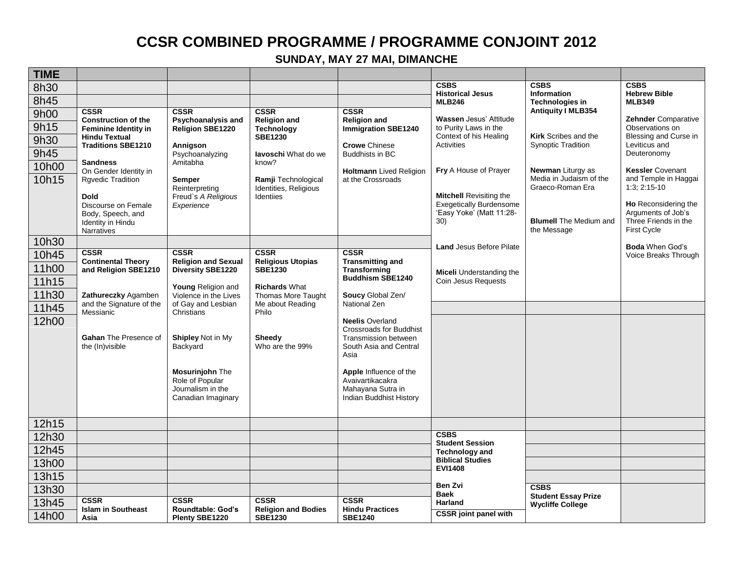# CCSR COMBINED PROGRAMME / PROGRAMME CONJOINT 2012

## SUNDAY, MAY 27 MAI, DIMANCHE

| TIME | | | | | | | |
|---|---|---|---|---|---|---|---|
| 8h30 | | | | | **CSBS Historical Jesus MLB246** | **CSBS Information Technologies in Antiquity I MLB354** | **CSBS Hebrew Bible MLB349** |
| 8h45 | | | | | | | |
| 9h00 – 10h15 | **CSSR Construction of the Feminine Identity in Hindu Textual Traditions SBE1210**<br><br>**Sandness** On Gender Identity in Rgvedic Tradition<br><br>**Dold** Discourse on Female Body, Speech, and Identity in Hindu Narratives | **CSSR Psychoanalysis and Religion SBE1220**<br><br>**Annigson** Psychoanalyzing Amitabha<br><br>**Semper** Reinterpreting Freud`s *A Religious Experience* | **CSSR Religion and Technology SBE1230**<br><br>**Iavoschi** What do we know?<br><br>**Ramji** Technological Identities, Religious Identiies | **CSSR Religion and Immigration SBE1240**<br><br>**Crowe** Chinese Buddhists in BC<br><br>**Holtmann** Lived Religion at the Crossroads | **Wassen** Jesus' Attitude to Purity Laws in the Context of his Healing Activities<br><br>**Fry** A House of Prayer<br><br>**Mitchell** Revisiting the Exegetically Burdensome 'Easy Yoke' (Matt 11:28-30) | **Kirk** Scribes and the Synoptic Tradition<br><br>**Newman** Liturgy as Media in Judaism of the Graeco-Roman Era<br><br>**Blumell** The Medium and the Message | **Zehnder** Comparative Observations on Blessing and Curse in Leviticus and Deuteronomy<br><br>**Kessler** Covenant and Temple in Haggai 1:3; 2:15-10<br><br>**Ho** Reconsidering the Arguments of Job's Three Friends in the First Cycle |
| 10h30 | | | | | **Land** Jesus Before Pilate | | **Boda** When God's Voice Breaks Through |
| 10h45 – 11h30 | **CSSR Continental Theory and Religion SBE1210**<br><br>**Zathureczky** Agamben and the Signature of the Messianic | **CSSR Religion and Sexual Diversity SBE1220**<br><br>**Young** Religion and Violence in the Lives of Gay and Lesbian Christians | **CSSR Religious Utopias SBE1230**<br><br>**Richards** What Thomas More Taught Me about Reading Philo | **CSSR Transmitting and Transforming Buddhism SBE1240**<br><br>**Soucy** Global Zen/ National Zen | **Miceli** Understanding the Coin Jesus Requests | | |
| 11h45 | | | | | | | |
| 12h00 | **Gahan** The Presence of the (In)visible | **Shipley** Not in My Backyard<br><br>**Mosurinjohn** The Role of Popular Journalism in the Canadian Imaginary | **Sheedy** Who are the 99% | **Neelis** Overland Crossroads for Buddhist Transmission between South Asia and Central Asia<br><br>**Apple** Influence of the Avaivartikacakra Mahayana Sutra in Indian Buddhist History | | | |
| 12h15 | | | | | | | |
| 12h30 | | | | | **CSBS Student Session Technology and Biblical Studies EVI1408**<br><br>**Ben Zvi**<br>**Baek**<br>**Harland** | | |
| 12h45 | | | | | | | |
| 13h00 | | | | | | | |
| 13h15 | | | | | | | |
| 13h30 | | | | | | **CSBS Student Essay Prize Wycliffe College** | |
| 13h45 | **CSSR Islam in Southeast Asia** | **CSSR Roundtable: God's Plenty SBE1220** | **CSSR Religion and Bodies SBE1230** | **CSSR Hindu Practices SBE1240** | | | |
| 14h00 | | | | | **CSSR joint panel with** | | |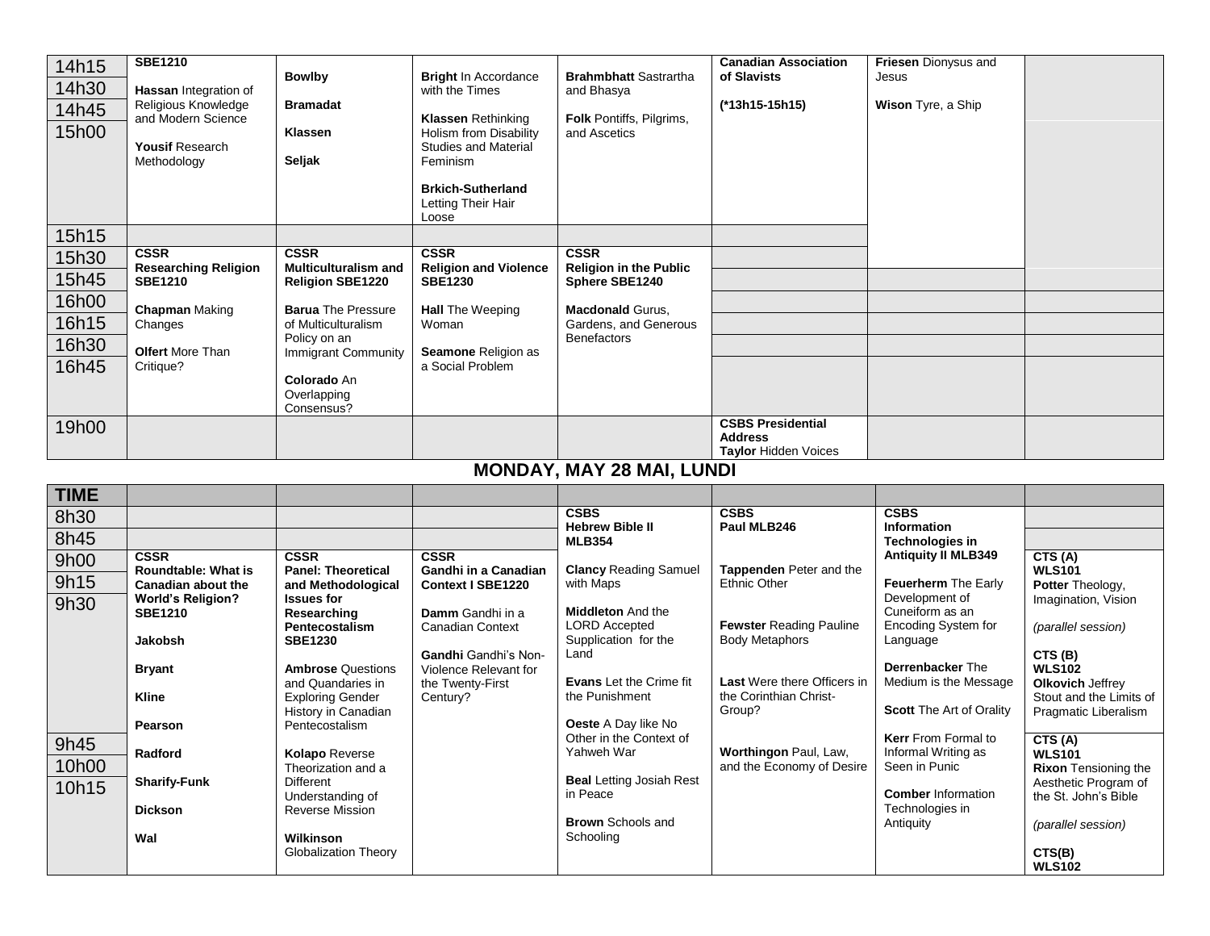| | | | | | | | |
|---|---|---|---|---|---|---|---|
| 14h15 | **SBE1210** | **Bowlby** | **Bright** In Accordance with the Times | **Brahmbhatt** Sastrartha and Bhasya | **Canadian Association of Slavists** | **Friesen** Dionysus and Jesus | |
| 14h30 | **Hassan** Integration of Religious Knowledge and Modern Science | **Bramadat** | **Klassen** Rethinking Holism from Disability Studies and Material Feminism | **Folk** Pontiffs, Pilgrims, and Ascetics | (*13h15-15h15) | **Wison** Tyre, a Ship | |
| 14h45 | | **Klassen** | | | | | |
| 15h00 | **Yousif** Research Methodology | **Seljak** | **Brkich-Sutherland** Letting Their Hair Loose | | | | |
| 15h15 | | | | | | | |
| 15h30 | **CSSR Researching Religion SBE1210** | **CSSR Multiculturalism and Religion SBE1220** | **CSSR Religion and Violence SBE1230** | **CSSR Religion in the Public Sphere SBE1240** | | | |
| 15h45 | | | | | | | |
| 16h00 | **Chapman** Making Changes | **Barua** The Pressure of Multiculturalism Policy on an Immigrant Community | **Hall** The Weeping Woman | **Macdonald** Gurus, Gardens, and Generous Benefactors | | | |
| 16h15 | | | | | | | |
| 16h30 | **Olfert** More Than Critique? | | **Seamone** Religion as a Social Problem | | | | |
| 16h45 | | **Colorado** An Overlapping Consensus? | | | | | |
| 19h00 | | | | | **CSBS Presidential Address** **Taylor** Hidden Voices | | |

## MONDAY, MAY 28 MAI, LUNDI

| TIME | | | | | | | |
|---|---|---|---|---|---|---|---|
| 8h30 | | | | **CSBS Hebrew Bible II MLB354** | **CSBS Paul MLB246** | **CSBS Information Technologies in Antiquity II MLB349** | |
| 8h45 | | | | | | | |
| 9h00 | **CSSR Roundtable: What is Canadian about the World's Religion? SBE1210** | **CSSR Panel: Theoretical and Methodological Issues for Researching Pentecostalism SBE1230** | **CSSR Gandhi in a Canadian Context I SBE1220** | **Clancy** Reading Samuel with Maps | **Tappenden** Peter and the Ethnic Other | | **CTS (A) WLS101** **Potter** Theology, Imagination, Vision *(parallel session)* |
| 9h15 | **Jakobsh** | **Ambrose** Questions and Quandaries in Exploring Gender History in Canadian Pentecostalism | **Damm** Gandhi in a Canadian Context | **Middleton** And the LORD Accepted Supplication for the Land | **Fewster** Reading Pauline Body Metaphors | **Feuerherm** The Early Development of Cuneiform as an Encoding System for Language | **CTS (B) WLS102** **Olkovich** Jeffrey Stout and the Limits of Pragmatic Liberalism |
| 9h30 | **Bryant** **Kline** **Pearson** | | **Gandhi** Gandhi's Non-Violence Relevant for the Twenty-First Century? | **Evans** Let the Crime fit the Punishment **Oeste** A Day like No Other in the Context of Yahweh War | **Last** Were there Officers in the Corinthian Christ-Group? | **Derrenbacker** The Medium is the Message **Scott** The Art of Orality | |
| 9h45 | **Radford** | **Kolapo** Reverse Theorization and a Different Understanding of Reverse Mission | | | **Worthingon** Paul, Law, and the Economy of Desire | **Kerr** From Formal to Informal Writing as Seen in Punic | **CTS (A) WLS101** **Rixon** Tensioning the Aesthetic Program of the St. John's Bible *(parallel session)* |
| 10h00 | **Sharify-Funk** | | | **Beal** Letting Josiah Rest in Peace | | **Comber** Information Technologies in Antiquity | |
| 10h15 | **Dickson** **Wal** | **Wilkinson** Globalization Theory | | **Brown** Schools and Schooling | | | **CTS(B) WLS102** |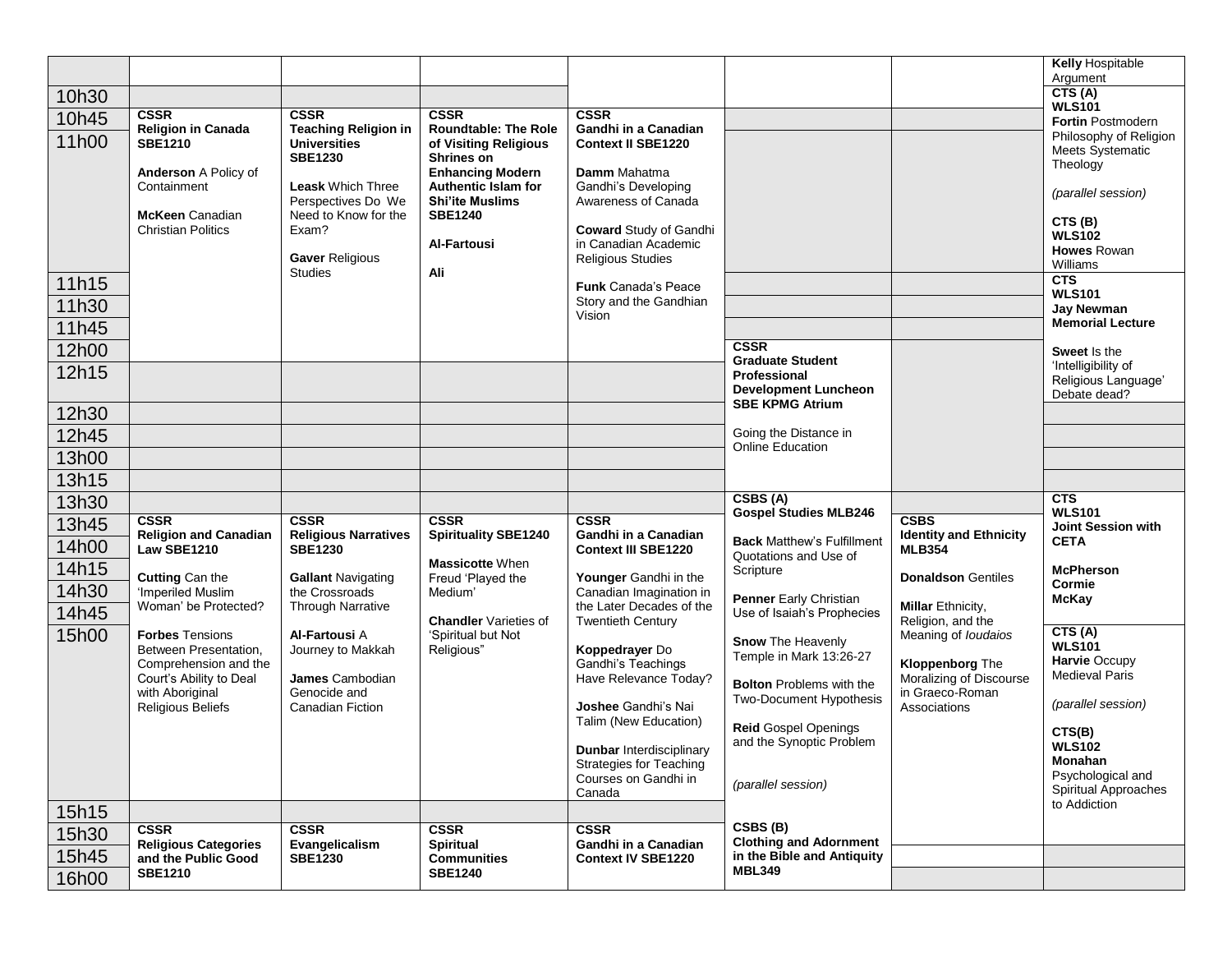| | | | | | | | |
|---|---|---|---|---|---|---|---|
| | | | | | | | **Kelly** Hospitable Argument |
| 10h30 | | | | | | | **CTS (A) WLS101** **Fortin** Postmodern Philosophy of Religion Meets Systematic Theology *(parallel session)* **CTS (B) WLS102** **Howes** Rowan Williams |
| 10h45 | **CSSR Religion in Canada SBE1210** **Anderson** A Policy of Containment **McKeen** Canadian Christian Politics | **CSSR Teaching Religion in Universities SBE1230** **Leask** Which Three Perspectives Do We Need to Know for the Exam? **Gaver** Religious Studies | **CSSR Roundtable: The Role of Visiting Religious Shrines on Enhancing Modern Authentic Islam for Shi'ite Muslims SBE1240** **Al-Fartousi** **Ali** | **CSSR Gandhi in a Canadian Context II SBE1220** **Damm** Mahatma Gandhi's Developing Awareness of Canada **Coward** Study of Gandhi in Canadian Academic Religious Studies **Funk** Canada's Peace Story and the Gandhian Vision | | | |
| 11h00 | | | | | | | |
| 11h15 | | | | | | | **CTS WLS101** **Jay Newman Memorial Lecture** **Sweet** Is the 'Intelligibility of Religious Language' Debate dead? |
| 11h30 | | | | | | | |
| 11h45 | | | | | | | |
| 12h00 | | | | | **CSSR Graduate Student Professional Development Luncheon SBE KPMG Atrium** Going the Distance in Online Education | | |
| 12h15 | | | | | | | |
| 12h30 | | | | | | | |
| 12h45 | | | | | | | |
| 13h00 | | | | | | | |
| 13h15 | | | | | | | |
| 13h30 | | | | | **CSBS (A) Gospel Studies MLB246** **Back** Matthew's Fulfillment Quotations and Use of Scripture **Penner** Early Christian Use of Isaiah's Prophecies **Snow** The Heavenly Temple in Mark 13:26-27 **Bolton** Problems with the Two-Document Hypothesis **Reid** Gospel Openings and the Synoptic Problem *(parallel session)* **CSBS (B) Clothing and Adornment in the Bible and Antiquity MBL349** | | **CTS WLS101** **Joint Session with CETA** **McPherson** **Cormie** **McKay** |
| 13h45 | **CSSR Religion and Canadian Law SBE1210** **Cutting** Can the 'Imperiled Muslim Woman' be Protected? **Forbes** Tensions Between Presentation, Comprehension and the Court's Ability to Deal with Aboriginal Religious Beliefs | **CSSR Religious Narratives SBE1230** **Gallant** Navigating the Crossroads Through Narrative **Al-Fartousi** A Journey to Makkah **James** Cambodian Genocide and Canadian Fiction | **CSSR Spirituality SBE1240** **Massicotte** When Freud 'Played the Medium' **Chandler** Varieties of 'Spiritual but Not Religious" | **CSSR Gandhi in a Canadian Context III SBE1220** **Younger** Gandhi in the Canadian Imagination in the Later Decades of the Twentieth Century **Koppedrayer** Do Gandhi's Teachings Have Relevance Today? **Joshee** Gandhi's Nai Talim (New Education) **Dunbar** Interdisciplinary Strategies for Teaching Courses on Gandhi in Canada | | **CSBS Identity and Ethnicity MLB354** **Donaldson** Gentiles **Millar** Ethnicity, Religion, and the Meaning of *Ioudaios* **Kloppenborg** The Moralizing of Discourse in Graeco-Roman Associations | |
| 14h00 | | | | | | | |
| 14h15 | | | | | | | |
| 14h30 | | | | | | | |
| 14h45 | | | | | | | |
| 15h00 | | | | | | | **CTS (A) WLS101** **Harvie** Occupy Medieval Paris *(parallel session)* **CTS(B) WLS102** **Monahan** Psychological and Spiritual Approaches to Addiction |
| 15h15 | | | | | | | |
| 15h30 | **CSSR Religious Categories and the Public Good SBE1210** | **CSSR Evangelicalism SBE1230** | **CSSR Spiritual Communities SBE1240** | **CSSR Gandhi in a Canadian Context IV SBE1220** | | | |
| 15h45 | | | | | | | |
| 16h00 | | | | | | | |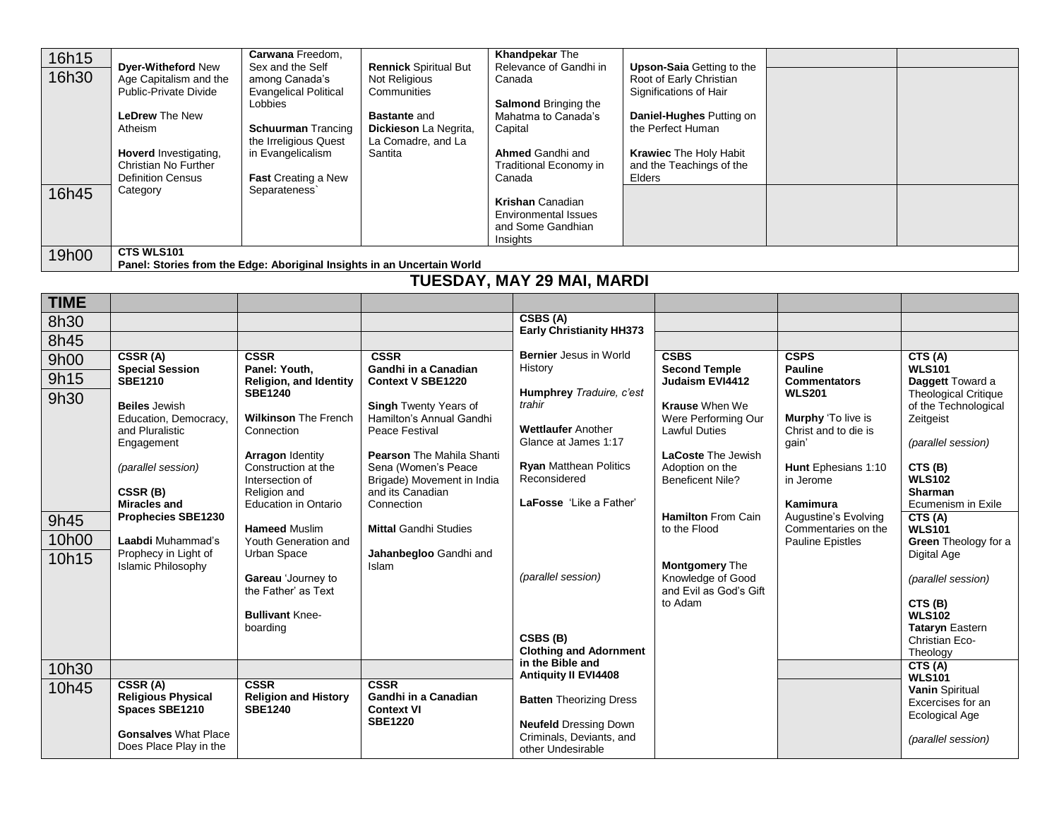| 16h15 | **Dyer-Witheford** New Age Capitalism and the Public-Private Divide<br><br>**LeDrew** The New Atheism<br><br>**Hoverd** Investigating, Christian No Further Definition Census Category | **Carwana** Freedom, Sex and the Self among Canada's Evangelical Political Lobbies<br><br>**Schuurman** Trancing the Irreligious Quest in Evangelicalism<br><br>**Fast** Creating a New Separateness` | **Rennick** Spiritual But Not Religious Communities<br><br>**Bastante** and **Dickieson** La Negrita, La Comadre, and La Santita | **Khandpekar** The Relevance of Gandhi in Canada<br><br>**Salmond** Bringing the Mahatma to Canada's Capital<br><br>**Ahmed** Gandhi and Traditional Economy in Canada<br><br>**Krishan** Canadian Environmental Issues and Some Gandhian Insights | **Upson-Saia** Getting to the Root of Early Christian Significations of Hair<br><br>**Daniel-Hughes** Putting on the Perfect Human<br><br>**Krawiec** The Holy Habit and the Teachings of the Elders | | |
|---|---|---|---|---|---|---|---|
| 16h30 | | | | | | | |
| 16h45 | | | | | | | |
| 19h00 | **CTS WLS101**<br>**Panel: Stories from the Edge: Aboriginal Insights in an Uncertain World** | | | | | | |

## TUESDAY, MAY 29 MAI, MARDI

| TIME | | | | | | | |
|---|---|---|---|---|---|---|---|
| 8h30 | | | | **CSBS (A)**<br>**Early Christianity HH373**<br><br>**Bernier** Jesus in World History<br><br>**Humphrey** *Traduire, c'est trahir*<br><br>**Wettlaufer** Another Glance at James 1:17<br><br>**Ryan** Matthean Politics Reconsidered<br><br>**LaFosse** 'Like a Father'<br><br>*(parallel session)*<br><br>**CSBS (B)**<br>**Clothing and Adornment in the Bible and Antiquity II EVI4408**<br><br>**Batten** Theorizing Dress<br><br>**Neufeld** Dressing Down Criminals, Deviants, and other Undesirable | | | |
| 8h45 | | | | | | | |
| 9h00 | **CSSR (A)**<br>**Special Session SBE1210**<br><br>**Beiles** Jewish Education, Democracy, and Pluralistic Engagement<br><br>*(parallel session)*<br><br>**CSSR (B)**<br>**Miracles and Prophecies SBE1230**<br><br>**Laabdi** Muhammad's Prophecy in Light of Islamic Philosophy | **CSSR**<br>**Panel: Youth, Religion, and Identity SBE1240**<br><br>**Wilkinson** The French Connection<br><br>**Arragon** Identity Construction at the Intersection of Religion and Education in Ontario<br><br>**Hameed** Muslim Youth Generation and Urban Space<br><br>**Gareau** 'Journey to the Father' as Text<br><br>**Bullivant** Knee-boarding | **CSSR**<br>**Gandhi in a Canadian Context V SBE1220**<br><br>**Singh** Twenty Years of Hamilton's Annual Gandhi Peace Festival<br><br>**Pearson** The Mahila Shanti Sena (Women's Peace Brigade) Movement in India and its Canadian Connection<br><br>**Mittal** Gandhi Studies<br><br>**Jahanbegloo** Gandhi and Islam | | **CSBS**<br>**Second Temple Judaism EVI4412**<br><br>**Krause** When We Were Performing Our Lawful Duties<br><br>**LaCoste** The Jewish Adoption on the Beneficent Nile?<br><br>**Hamilton** From Cain to the Flood<br><br>**Montgomery** The Knowledge of Good and Evil as God's Gift to Adam | **CSPS**<br>**Pauline Commentators WLS201**<br><br>**Murphy** 'To live is Christ and to die is gain'<br><br>**Hunt** Ephesians 1:10 in Jerome<br><br>**Kamimura** Augustine's Evolving Commentaries on the Pauline Epistles | **CTS (A)**<br>**WLS101**<br>**Daggett** Toward a Theological Critique of the Technological Zeitgeist<br><br>*(parallel session)*<br><br>**CTS (B)**<br>**WLS102**<br>**Sharman** Ecumenism in Exile |
| 9h15 | | | | | | | |
| 9h30 | | | | | | | |
| 9h45 | | | | | | | **CTS (A)**<br>**WLS101**<br>**Green** Theology for a Digital Age<br><br>*(parallel session)*<br><br>**CTS (B)**<br>**WLS102**<br>**Tataryn** Eastern Christian Eco-Theology |
| 10h00 | | | | | | | |
| 10h15 | | | | | | | |
| 10h30 | | | | | | | **CTS (A)**<br>**WLS101**<br>**Vanin** Spiritual Excercises for an Ecological Age<br><br>*(parallel session)* |
| 10h45 | **CSSR (A)**<br>**Religious Physical Spaces SBE1210**<br><br>**Gonsalves** What Place Does Place Play in the | **CSSR**<br>**Religion and History SBE1240** | **CSSR**<br>**Gandhi in a Canadian Context VI SBE1220** | | | | |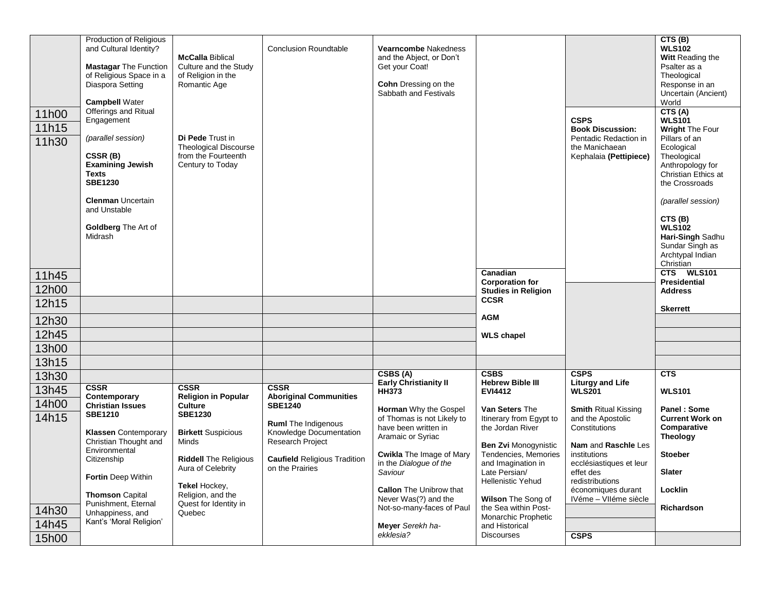| | | | | | | | |
|---|---|---|---|---|---|---|---|
| | Production of Religious and Cultural Identity?<br><br>**Mastagar** The Function of Religious Space in a Diaspora Setting<br><br>**Campbell** Water Offerings and Ritual Engagement<br><br>*(parallel session)*<br><br>**CSSR (B)**<br>**Examining Jewish Texts**<br>**SBE1230**<br><br>**Clenman** Uncertain and Unstable<br><br>**Goldberg** The Art of Midrash | **McCalla** Biblical Culture and the Study of Religion in the Romantic Age<br><br>**Di Pede** Trust in Theological Discourse from the Fourteenth Century to Today | Conclusion Roundtable | **Vearncombe** Nakedness and the Abject, or Don't Get your Coat!<br><br>**Cohn** Dressing on the Sabbath and Festivals | | | **CTS (B)**<br>**WLS102**<br>**Witt** Reading the Psalter as a Theological Response in an Uncertain (Ancient) World |
| 11h00 | | | | | | **CSPS**<br>**Book Discussion:** Pentadic Redaction in the Manichaean Kephalaia **(Pettipiece)** | **CTS (A)**<br>**WLS101**<br>**Wright** The Four Pillars of an Ecological Theological Anthropology for Christian Ethics at the Crossroads<br><br>*(parallel session)*<br><br>**CTS (B)**<br>**WLS102**<br>**Hari-Singh** Sadhu Sundar Singh as Archtypal Indian Christian |
| 11h15 | | | | | | | |
| 11h30 | | | | | | | |
| 11h45 | | | | | **Canadian Corporation for Studies in Religion CCSR**<br><br>**AGM**<br><br>**WLS chapel** | | **CTS WLS101**<br>**Presidential Address**<br><br>**Skerrett** |
| 12h00 | | | | | | | |
| 12h15 | | | | | | | |
| 12h30 | | | | | | | |
| 12h45 | | | | | | | |
| 13h00 | | | | | | | |
| 13h15 | | | | | | | |
| 13h30 | | | | **CSBS (A)**<br>**Early Christianity II**<br>**HH373**<br><br>**Horman** Why the Gospel of Thomas is not Likely to have been written in Aramaic or Syriac<br><br>**Cwikla** The Image of Mary in the *Dialogue of the Saviour*<br><br>**Callon** The Unibrow that Never Was(?) and the Not-so-many-faces of Paul<br><br>**Meyer** *Serekh ha-ekklesia?* | **CSBS**<br>**Hebrew Bible III**<br>**EVI4412**<br><br>**Van Seters** The Itinerary from Egypt to the Jordan River<br><br>**Ben Zvi** Monogynistic Tendencies, Memories and Imagination in Late Persian/ Hellenistic Yehud<br><br>**Wilson** The Song of the Sea within Post-Monarchic Prophetic and Historical Discourses | **CSPS**<br>**Liturgy and Life**<br>**WLS201**<br><br>**Smith** Ritual Kissing and the Apostolic Constitutions<br><br>**Nam** and **Raschle** Les institutions ecclésiastiques et leur effet des redistributions économiques durant IVéme – VIIéme siècle | **CTS**<br><br>**WLS101**<br><br>**Panel : Some Current Work on Comparative Theology**<br><br>**Stoeber**<br><br>**Slater**<br><br>**Locklin**<br><br>**Richardson** |
| 13h45 | **CSSR**<br>**Contemporary Christian Issues**<br>**SBE1210**<br><br>**Klassen** Contemporary Christian Thought and Environmental Citizenship<br><br>**Fortin** Deep Within<br><br>**Thomson** Capital Punishment, Eternal Unhappiness, and Kant's 'Moral Religion' | **CSSR**<br>**Religion in Popular Culture**<br>**SBE1230**<br><br>**Birkett** Suspicious Minds<br><br>**Riddell** The Religious Aura of Celebrity<br><br>**Tekel** Hockey, Religion, and the Quest for Identity in Quebec | **CSSR**<br>**Aboriginal Communities**<br>**SBE1240**<br><br>**Ruml** The Indigenous Knowledge Documentation Research Project<br><br>**Caufield** Religious Tradition on the Prairies | | | | |
| 14h00 | | | | | | | |
| 14h15 | | | | | | | |
| 14h30 | | | | | | | |
| 14h45 | | | | | | | |
| 15h00 | | | | | | **CSPS** | |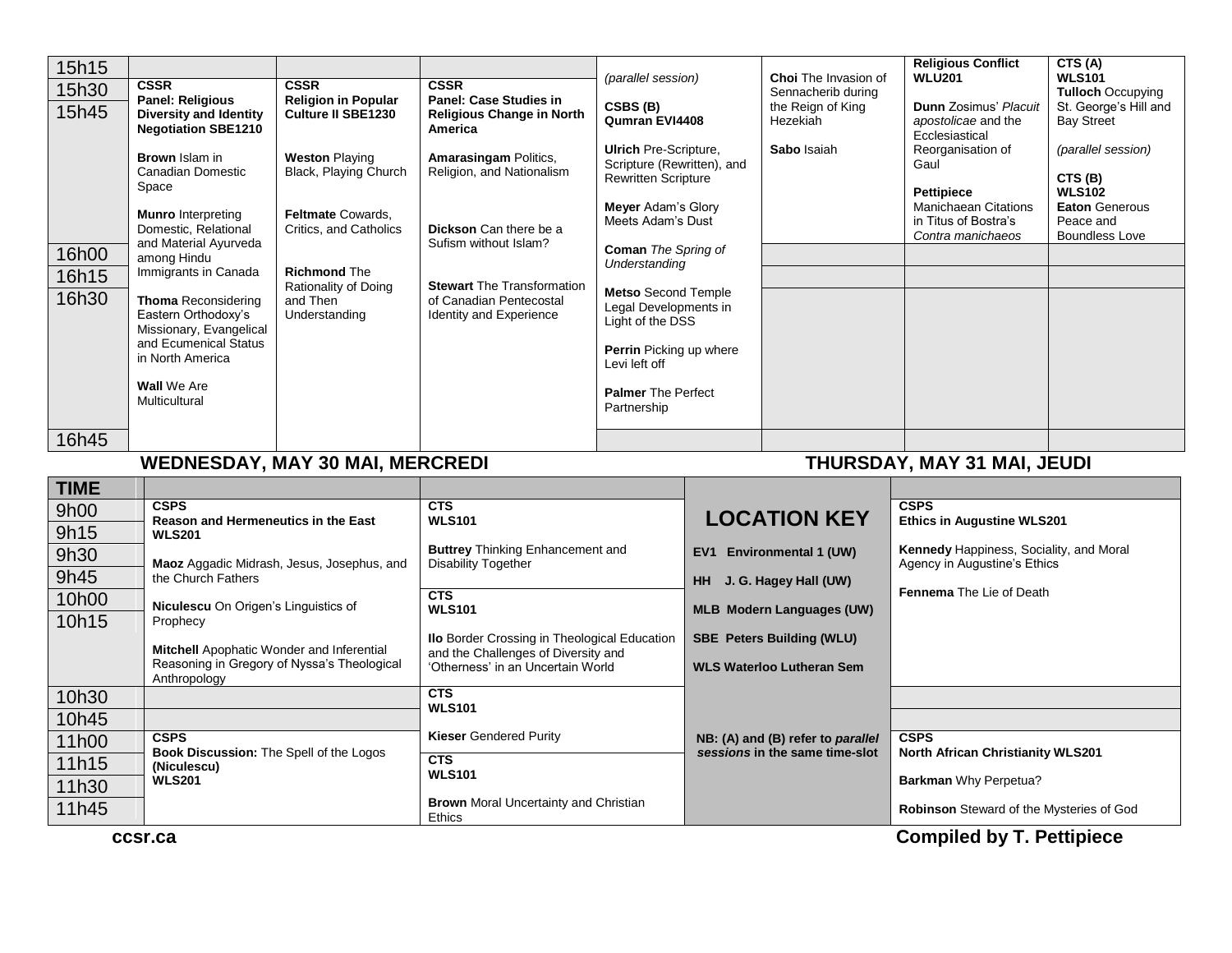| | | | | | | | |
|---|---|---|---|---|---|---|---|
| 15h15 | | | | *(parallel session)*<br><br>**CSBS (B)**<br>**Qumran EVI4408**<br><br>**Ulrich** Pre-Scripture, Scripture (Rewritten), and Rewritten Scripture<br><br>**Meyer** Adam's Glory Meets Adam's Dust<br><br>**Coman** *The Spring of Understanding*<br><br>**Metso** Second Temple Legal Developments in Light of the DSS<br><br>**Perrin** Picking up where Levi left off<br><br>**Palmer** The Perfect Partnership | **Choi** The Invasion of Sennacherib during the Reign of King Hezekiah<br><br>**Sabo** Isaiah | **Religious Conflict**<br>**WLU201**<br><br>**Dunn** Zosimus' *Placuit apostolicae* and the Ecclesiastical Reorganisation of Gaul<br><br>**Pettipiece**<br>Manichaean Citations in Titus of Bostra's *Contra manichaeos* | **CTS (A)**<br>**WLS101**<br>**Tulloch** Occupying St. George's Hill and Bay Street<br><br>*(parallel session)*<br><br>**CTS (B)**<br>**WLS102**<br>**Eaton** Generous Peace and Boundless Love |
| 15h30 | **CSSR**<br>**Panel: Religious Diversity and Identity Negotiation SBE1210**<br><br>**Brown** Islam in Canadian Domestic Space<br><br>**Munro** Interpreting Domestic, Relational and Material Ayurveda among Hindu Immigrants in Canada<br><br>**Thoma** Reconsidering Eastern Orthodoxy's Missionary, Evangelical and Ecumenical Status in North America<br><br>**Wall** We Are Multicultural | **CSSR**<br>**Religion in Popular Culture II SBE1230**<br><br>**Weston** Playing Black, Playing Church<br><br>**Feltmate** Cowards, Critics, and Catholics<br><br>**Richmond** The Rationality of Doing and Then Understanding | **CSSR**<br>**Panel: Case Studies in Religious Change in North America**<br><br>**Amarasingam** Politics, Religion, and Nationalism<br><br>**Dickson** Can there be a Sufism without Islam?<br><br>**Stewart** The Transformation of Canadian Pentecostal Identity and Experience | | | | |
| 15h45 | | | | | | | |
| 16h00 | | | | | | | |
| 16h15 | | | | | | | |
| 16h30 | | | | | | | |
| 16h45 | | | | | | | |

## WEDNESDAY, MAY 30 MAI, MERCREDI

## THURSDAY, MAY 31 MAI, JEUDI

| TIME | | | | |
|---|---|---|---|---|
| 9h00 | **CSPS**<br>**Reason and Hermeneutics in the East WLS201**<br><br>**Maoz** Aggadic Midrash, Jesus, Josephus, and the Church Fathers<br><br>**Niculescu** On Origen's Linguistics of Prophecy<br><br>**Mitchell** Apophatic Wonder and Inferential Reasoning in Gregory of Nyssa's Theological Anthropology | **CTS**<br>**WLS101**<br><br>**Buttrey** Thinking Enhancement and Disability Together | **LOCATION KEY**<br><br>**EV1 Environmental 1 (UW)**<br><br>**HH J. G. Hagey Hall (UW)**<br><br>**MLB Modern Languages (UW)**<br><br>**SBE Peters Building (WLU)**<br><br>**WLS Waterloo Lutheran Sem**<br><br>**NB: (A) and (B) refer to *parallel sessions* in the same time-slot** | **CSPS**<br>**Ethics in Augustine WLS201**<br><br>**Kennedy** Happiness, Sociality, and Moral Agency in Augustine's Ethics<br><br>**Fennema** The Lie of Death |
| 9h15 | | | | |
| 9h30 | | | | |
| 9h45 | | | | |
| 10h00 | | **CTS**<br>**WLS101**<br><br>**Ilo** Border Crossing in Theological Education and the Challenges of Diversity and 'Otherness' in an Uncertain World | | |
| 10h15 | | | | |
| 10h30 | | **CTS**<br>**WLS101**<br><br>**Kieser** Gendered Purity | | |
| 10h45 | | | | |
| 11h00 | **CSPS**<br>**Book Discussion:** The Spell of the Logos **(Niculescu)**<br>**WLS201** | | | **CSPS**<br>**North African Christianity WLS201**<br><br>**Barkman** Why Perpetua?<br><br>**Robinson** Steward of the Mysteries of God |
| 11h15 | | **CTS**<br>**WLS101**<br><br>**Brown** Moral Uncertainty and Christian Ethics | | |
| 11h30 | | | | |
| 11h45 | | | | |

ccsr.ca

Compiled by T. Pettipiece